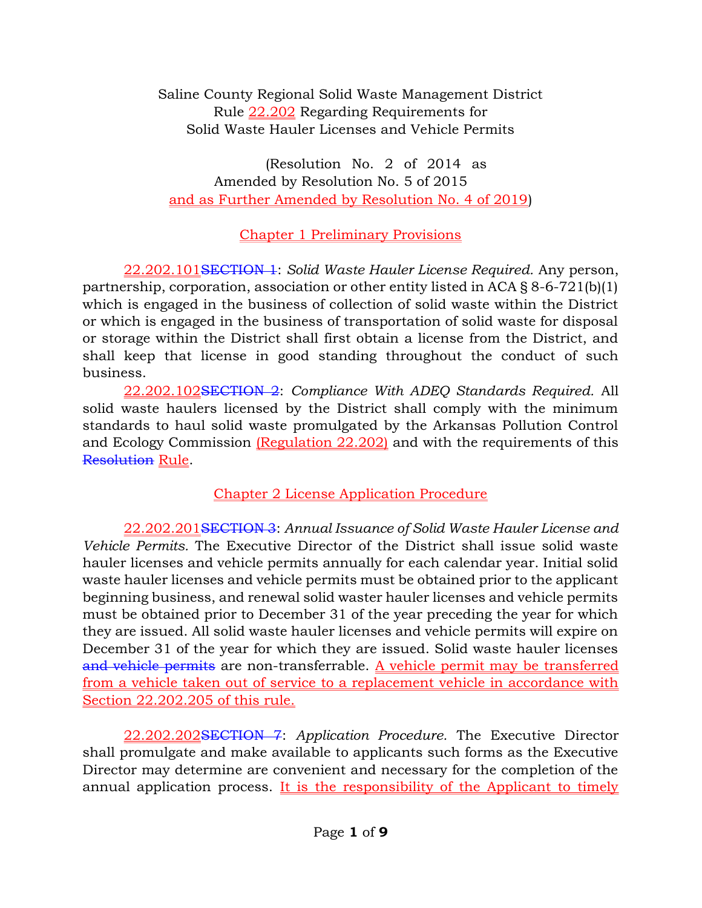Saline County Regional Solid Waste Management District
Rule 22.202 Regarding Requirements for
Solid Waste Hauler Licenses and Vehicle Permits

(Resolution No. 2 of 2014 as Amended by Resolution No. 5 of 2015 and as Further Amended by Resolution No. 4 of 2019)

## Chapter 1 Preliminary Provisions

22.202.101~~SECTION 1~~: *Solid Waste Hauler License Required.* Any person, partnership, corporation, association or other entity listed in ACA § 8-6-721(b)(1) which is engaged in the business of collection of solid waste within the District or which is engaged in the business of transportation of solid waste for disposal or storage within the District shall first obtain a license from the District, and shall keep that license in good standing throughout the conduct of such business.

22.202.102~~SECTION 2~~: *Compliance With ADEQ Standards Required.* All solid waste haulers licensed by the District shall comply with the minimum standards to haul solid waste promulgated by the Arkansas Pollution Control and Ecology Commission (Regulation 22.202) and with the requirements of this ~~Resolution~~ Rule.

## Chapter 2 License Application Procedure

22.202.201~~SECTION 3~~: *Annual Issuance of Solid Waste Hauler License and Vehicle Permits.* The Executive Director of the District shall issue solid waste hauler licenses and vehicle permits annually for each calendar year. Initial solid waste hauler licenses and vehicle permits must be obtained prior to the applicant beginning business, and renewal solid waster hauler licenses and vehicle permits must be obtained prior to December 31 of the year preceding the year for which they are issued. All solid waste hauler licenses and vehicle permits will expire on December 31 of the year for which they are issued. Solid waste hauler licenses ~~and vehicle permits~~ are non-transferrable. A vehicle permit may be transferred from a vehicle taken out of service to a replacement vehicle in accordance with Section 22.202.205 of this rule.

22.202.202~~SECTION 7~~: *Application Procedure.* The Executive Director shall promulgate and make available to applicants such forms as the Executive Director may determine are convenient and necessary for the completion of the annual application process. It is the responsibility of the Applicant to timely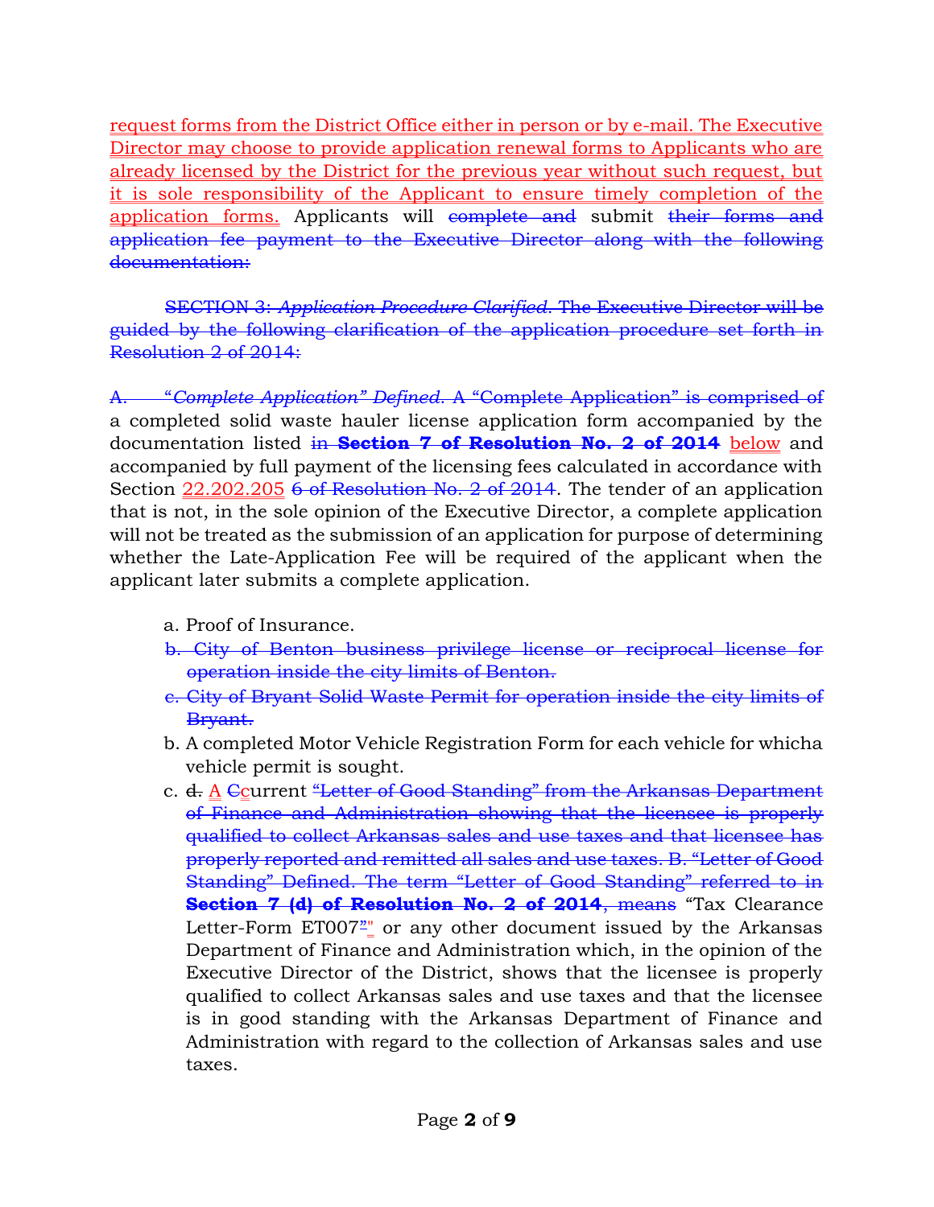request forms from the District Office either in person or by e-mail. The Executive Director may choose to provide application renewal forms to Applicants who are already licensed by the District for the previous year without such request, but it is sole responsibility of the Applicant to ensure timely completion of the application forms. Applicants will ~~complete and~~ submit ~~their forms and application fee payment to the Executive Director along with the following documentation:~~

~~SECTION 3: *Application Procedure Clarified*. The Executive Director will be guided by the following clarification of the application procedure set forth in Resolution 2 of 2014:~~

~~A. "*Complete Application" Defined*. A "Complete Application" is comprised of~~ a completed solid waste hauler license application form accompanied by the documentation listed ~~in **Section 7 of Resolution No. 2 of 2014**~~ below and accompanied by full payment of the licensing fees calculated in accordance with Section 22.202.205 ~~6 of Resolution No. 2 of 2014~~. The tender of an application that is not, in the sole opinion of the Executive Director, a complete application will not be treated as the submission of an application for purpose of determining whether the Late-Application Fee will be required of the applicant when the applicant later submits a complete application.

a. Proof of Insurance.

~~b. City of Benton business privilege license or reciprocal license for operation inside the city limits of Benton.~~

~~c. City of Bryant Solid Waste Permit for operation inside the city limits of Bryant.~~

b. A completed Motor Vehicle Registration Form for each vehicle for whicha vehicle permit is sought.

c. ~~d.~~ A ~~C~~current ~~"Letter of Good Standing" from the Arkansas Department of Finance and Administration showing that the licensee is properly qualified to collect Arkansas sales and use taxes and that licensee has properly reported and remitted all sales and use taxes. B. "Letter of Good Standing" Defined. The term "Letter of Good Standing" referred to in **Section 7 (d) of Resolution No. 2 of 2014**, means~~ "Tax Clearance Letter-Form ET007"" or any other document issued by the Arkansas Department of Finance and Administration which, in the opinion of the Executive Director of the District, shows that the licensee is properly qualified to collect Arkansas sales and use taxes and that the licensee is in good standing with the Arkansas Department of Finance and Administration with regard to the collection of Arkansas sales and use taxes.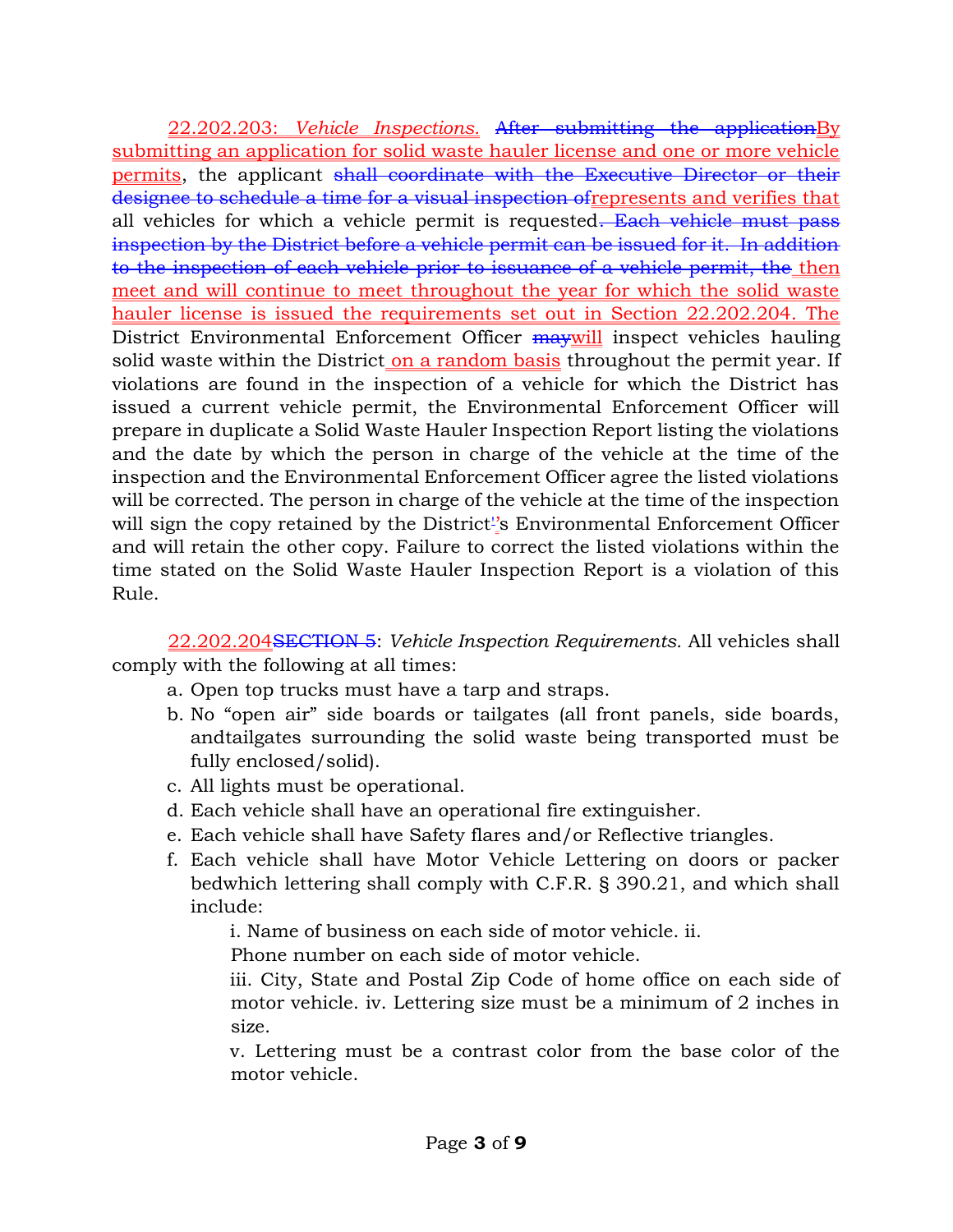22.202.203: *Vehicle Inspections.* ~~After submitting the application~~By submitting an application for solid waste hauler license and one or more vehicle permits, the applicant ~~shall coordinate with the Executive Director or their designee to schedule a time for a visual inspection of~~represents and verifies that all vehicles for which a vehicle permit is requested~~. Each vehicle must pass inspection by the District before a vehicle permit can be issued for it. In addition to the inspection of each vehicle prior to issuance of a vehicle permit, the~~ then meet and will continue to meet throughout the year for which the solid waste hauler license is issued the requirements set out in Section 22.202.204. The District Environmental Enforcement Officer ~~may~~will inspect vehicles hauling solid waste within the District on a random basis throughout the permit year. If violations are found in the inspection of a vehicle for which the District has issued a current vehicle permit, the Environmental Enforcement Officer will prepare in duplicate a Solid Waste Hauler Inspection Report listing the violations and the date by which the person in charge of the vehicle at the time of the inspection and the Environmental Enforcement Officer agree the listed violations will be corrected. The person in charge of the vehicle at the time of the inspection will sign the copy retained by the District~~'~~'s Environmental Enforcement Officer and will retain the other copy. Failure to correct the listed violations within the time stated on the Solid Waste Hauler Inspection Report is a violation of this Rule.

22.202.204~~SECTION 5~~: *Vehicle Inspection Requirements.* All vehicles shall comply with the following at all times:

a. Open top trucks must have a tarp and straps.
b. No "open air" side boards or tailgates (all front panels, side boards, andtailgates surrounding the solid waste being transported must be fully enclosed/solid).
c. All lights must be operational.
d. Each vehicle shall have an operational fire extinguisher.
e. Each vehicle shall have Safety flares and/or Reflective triangles.
f. Each vehicle shall have Motor Vehicle Lettering on doors or packer bedwhich lettering shall comply with C.F.R. § 390.21, and which shall include:
    i. Name of business on each side of motor vehicle.
    ii. Phone number on each side of motor vehicle.
    iii. City, State and Postal Zip Code of home office on each side of motor vehicle.
    iv. Lettering size must be a minimum of 2 inches in size.
    v. Lettering must be a contrast color from the base color of the motor vehicle.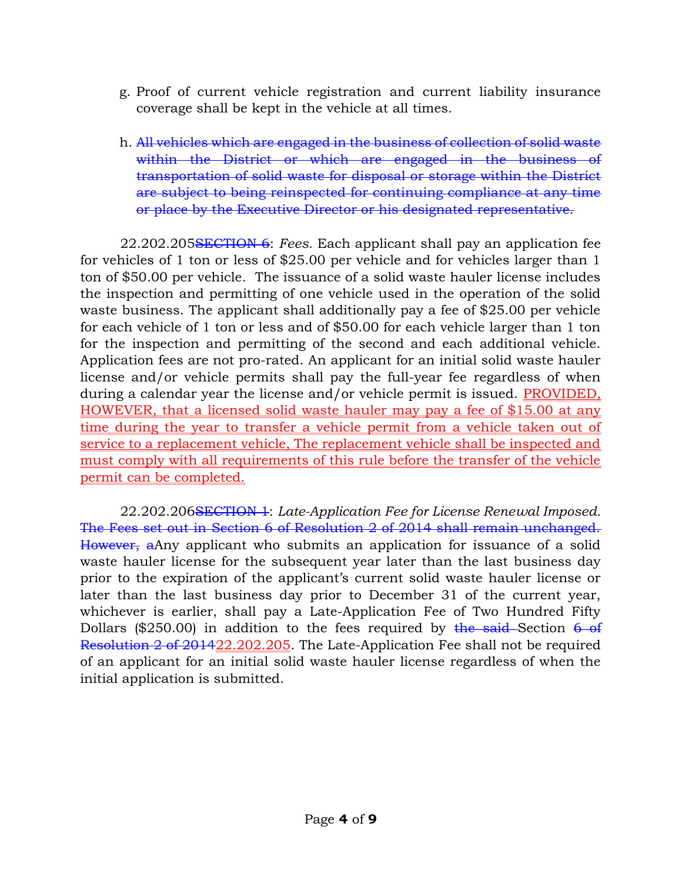g. Proof of current vehicle registration and current liability insurance coverage shall be kept in the vehicle at all times.

h. ~~All vehicles which are engaged in the business of collection of solid waste within the District or which are engaged in the business of transportation of solid waste for disposal or storage within the District are subject to being reinspected for continuing compliance at any time or place by the Executive Director or his designated representative.~~

22.202.205~~SECTION 6~~: *Fees.* Each applicant shall pay an application fee for vehicles of 1 ton or less of $25.00 per vehicle and for vehicles larger than 1 ton of $50.00 per vehicle. The issuance of a solid waste hauler license includes the inspection and permitting of one vehicle used in the operation of the solid waste business. The applicant shall additionally pay a fee of $25.00 per vehicle for each vehicle of 1 ton or less and of $50.00 for each vehicle larger than 1 ton for the inspection and permitting of the second and each additional vehicle. Application fees are not pro-rated. An applicant for an initial solid waste hauler license and/or vehicle permits shall pay the full-year fee regardless of when during a calendar year the license and/or vehicle permit is issued. <u>PROVIDED, HOWEVER, that a licensed solid waste hauler may pay a fee of $15.00 at any time during the year to transfer a vehicle permit from a vehicle taken out of service to a replacement vehicle, The replacement vehicle shall be inspected and must comply with all requirements of this rule before the transfer of the vehicle permit can be completed.</u>

22.202.206~~SECTION 1~~: *Late-Application Fee for License Renewal Imposed.* ~~The Fees set out in Section 6 of Resolution 2 of 2014 shall remain unchanged. However, a~~Any applicant who submits an application for issuance of a solid waste hauler license for the subsequent year later than the last business day prior to the expiration of the applicant's current solid waste hauler license or later than the last business day prior to December 31 of the current year, whichever is earlier, shall pay a Late-Application Fee of Two Hundred Fifty Dollars ($250.00) in addition to the fees required by ~~the said~~ Section ~~6 of Resolution 2 of 2014~~<u>22.202.205</u>. The Late-Application Fee shall not be required of an applicant for an initial solid waste hauler license regardless of when the initial application is submitted.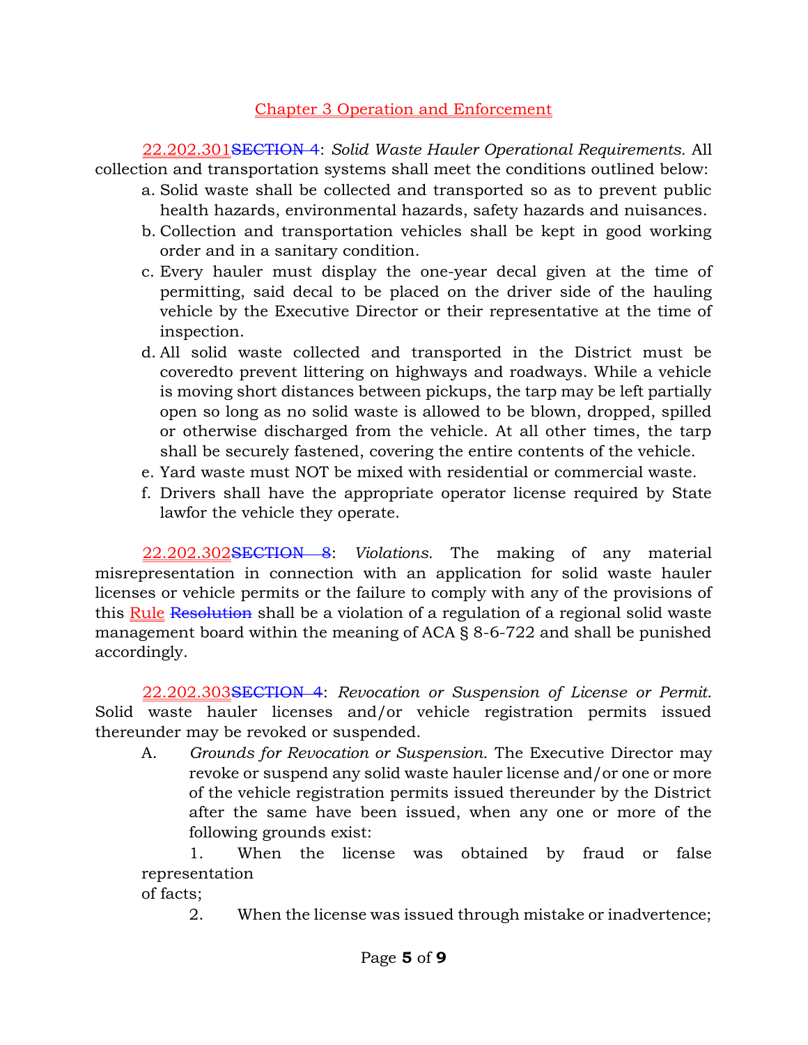## Chapter 3 Operation and Enforcement

22.202.301~~SECTION 4~~: *Solid Waste Hauler Operational Requirements.* All collection and transportation systems shall meet the conditions outlined below:

a. Solid waste shall be collected and transported so as to prevent public health hazards, environmental hazards, safety hazards and nuisances.
b. Collection and transportation vehicles shall be kept in good working order and in a sanitary condition.
c. Every hauler must display the one-year decal given at the time of permitting, said decal to be placed on the driver side of the hauling vehicle by the Executive Director or their representative at the time of inspection.
d. All solid waste collected and transported in the District must be coveredto prevent littering on highways and roadways. While a vehicle is moving short distances between pickups, the tarp may be left partially open so long as no solid waste is allowed to be blown, dropped, spilled or otherwise discharged from the vehicle. At all other times, the tarp shall be securely fastened, covering the entire contents of the vehicle.
e. Yard waste must NOT be mixed with residential or commercial waste.
f. Drivers shall have the appropriate operator license required by State lawfor the vehicle they operate.

22.202.302~~SECTION 8~~: *Violations.* The making of any material misrepresentation in connection with an application for solid waste hauler licenses or vehicle permits or the failure to comply with any of the provisions of this Rule ~~Resolution~~ shall be a violation of a regulation of a regional solid waste management board within the meaning of ACA § 8-6-722 and shall be punished accordingly.

22.202.303~~SECTION 4~~: *Revocation or Suspension of License or Permit.* Solid waste hauler licenses and/or vehicle registration permits issued thereunder may be revoked or suspended.

A. *Grounds for Revocation or Suspension.* The Executive Director may revoke or suspend any solid waste hauler license and/or one or more of the vehicle registration permits issued thereunder by the District after the same have been issued, when any one or more of the following grounds exist:

1. When the license was obtained by fraud or false representation of facts;
2. When the license was issued through mistake or inadvertence;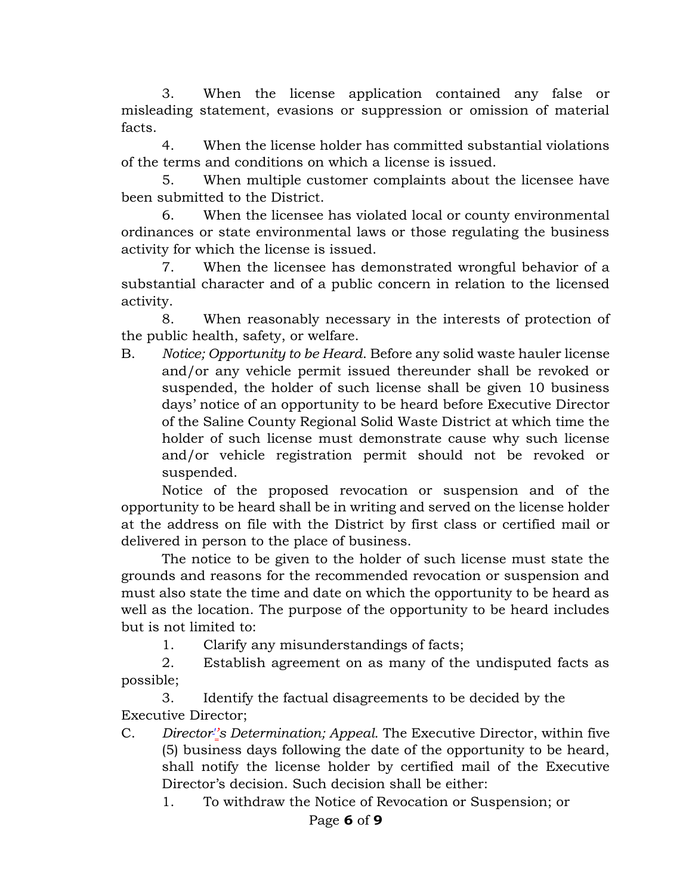3. When the license application contained any false or misleading statement, evasions or suppression or omission of material facts.

4. When the license holder has committed substantial violations of the terms and conditions on which a license is issued.

5. When multiple customer complaints about the licensee have been submitted to the District.

6. When the licensee has violated local or county environmental ordinances or state environmental laws or those regulating the business activity for which the license is issued.

7. When the licensee has demonstrated wrongful behavior of a substantial character and of a public concern in relation to the licensed activity.

8. When reasonably necessary in the interests of protection of the public health, safety, or welfare.

B. *Notice; Opportunity to be Heard*. Before any solid waste hauler license and/or any vehicle permit issued thereunder shall be revoked or suspended, the holder of such license shall be given 10 business days' notice of an opportunity to be heard before Executive Director of the Saline County Regional Solid Waste District at which time the holder of such license must demonstrate cause why such license and/or vehicle registration permit should not be revoked or suspended.

Notice of the proposed revocation or suspension and of the opportunity to be heard shall be in writing and served on the license holder at the address on file with the District by first class or certified mail or delivered in person to the place of business.

The notice to be given to the holder of such license must state the grounds and reasons for the recommended revocation or suspension and must also state the time and date on which the opportunity to be heard as well as the location. The purpose of the opportunity to be heard includes but is not limited to:

1. Clarify any misunderstandings of facts;

2. Establish agreement on as many of the undisputed facts as possible;

3. Identify the factual disagreements to be decided by the Executive Director;

C. *Director's Determination; Appeal.* The Executive Director, within five (5) business days following the date of the opportunity to be heard, shall notify the license holder by certified mail of the Executive Director's decision. Such decision shall be either:

1. To withdraw the Notice of Revocation or Suspension; or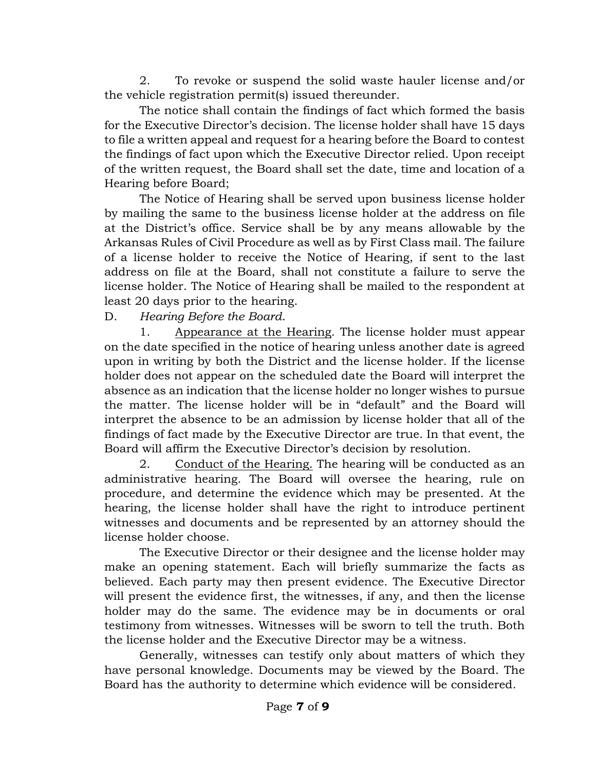2. To revoke or suspend the solid waste hauler license and/or the vehicle registration permit(s) issued thereunder.

The notice shall contain the findings of fact which formed the basis for the Executive Director's decision. The license holder shall have 15 days to file a written appeal and request for a hearing before the Board to contest the findings of fact upon which the Executive Director relied. Upon receipt of the written request, the Board shall set the date, time and location of a Hearing before Board;

The Notice of Hearing shall be served upon business license holder by mailing the same to the business license holder at the address on file at the District's office. Service shall be by any means allowable by the Arkansas Rules of Civil Procedure as well as by First Class mail. The failure of a license holder to receive the Notice of Hearing, if sent to the last address on file at the Board, shall not constitute a failure to serve the license holder. The Notice of Hearing shall be mailed to the respondent at least 20 days prior to the hearing.

D. *Hearing Before the Board*.

1. Appearance at the Hearing. The license holder must appear on the date specified in the notice of hearing unless another date is agreed upon in writing by both the District and the license holder. If the license holder does not appear on the scheduled date the Board will interpret the absence as an indication that the license holder no longer wishes to pursue the matter. The license holder will be in "default" and the Board will interpret the absence to be an admission by license holder that all of the findings of fact made by the Executive Director are true. In that event, the Board will affirm the Executive Director's decision by resolution.

2. Conduct of the Hearing. The hearing will be conducted as an administrative hearing. The Board will oversee the hearing, rule on procedure, and determine the evidence which may be presented. At the hearing, the license holder shall have the right to introduce pertinent witnesses and documents and be represented by an attorney should the license holder choose.

The Executive Director or their designee and the license holder may make an opening statement. Each will briefly summarize the facts as believed. Each party may then present evidence. The Executive Director will present the evidence first, the witnesses, if any, and then the license holder may do the same. The evidence may be in documents or oral testimony from witnesses. Witnesses will be sworn to tell the truth. Both the license holder and the Executive Director may be a witness.

Generally, witnesses can testify only about matters of which they have personal knowledge. Documents may be viewed by the Board. The Board has the authority to determine which evidence will be considered.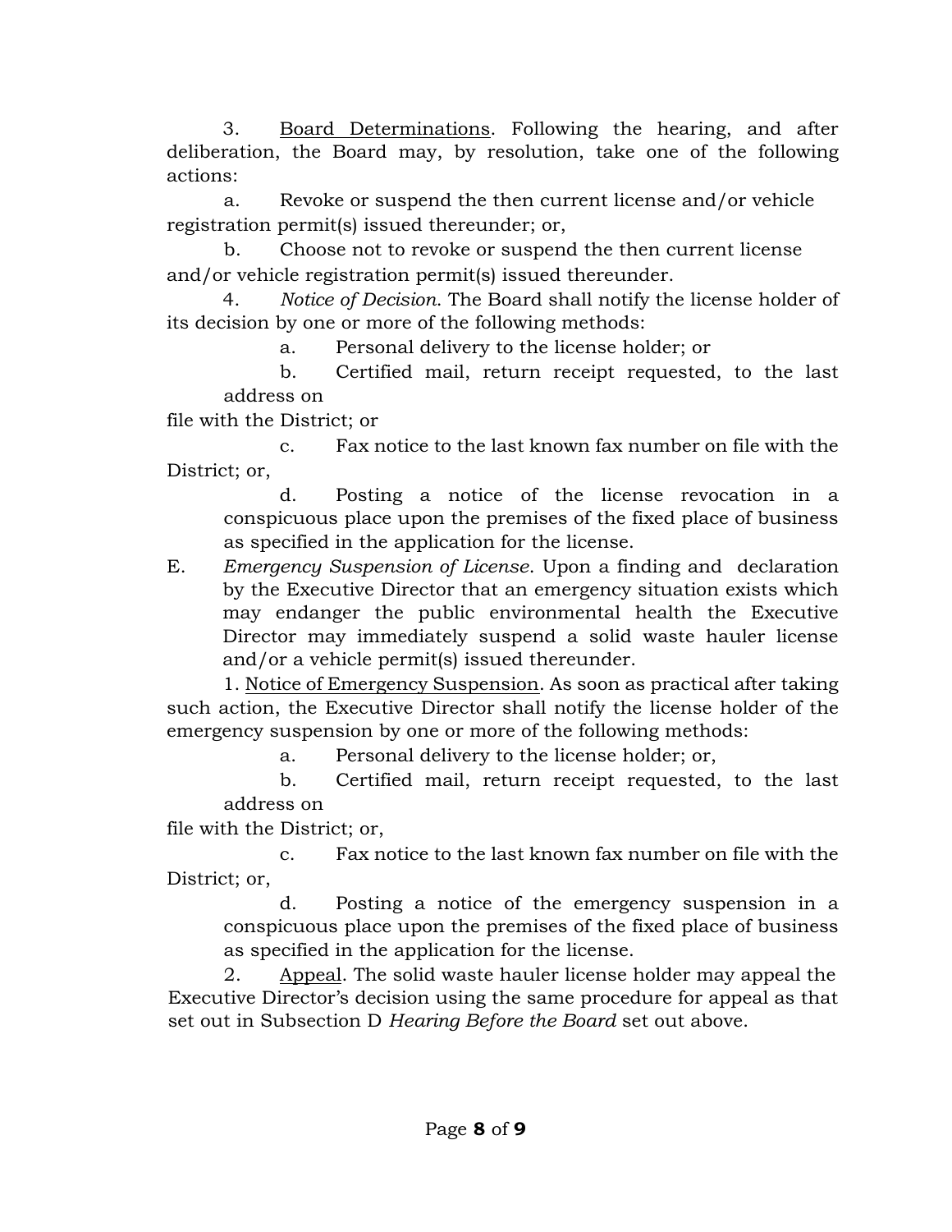3. <u>Board Determinations</u>. Following the hearing, and after deliberation, the Board may, by resolution, take one of the following actions:

a. Revoke or suspend the then current license and/or vehicle registration permit(s) issued thereunder; or,

b. Choose not to revoke or suspend the then current license and/or vehicle registration permit(s) issued thereunder.

4. *Notice of Decision*. The Board shall notify the license holder of its decision by one or more of the following methods:

a. Personal delivery to the license holder; or

b. Certified mail, return receipt requested, to the last address on file with the District; or

c. Fax notice to the last known fax number on file with the District; or,

d. Posting a notice of the license revocation in a conspicuous place upon the premises of the fixed place of business as specified in the application for the license.

E. *Emergency Suspension of License*. Upon a finding and declaration by the Executive Director that an emergency situation exists which may endanger the public environmental health the Executive Director may immediately suspend a solid waste hauler license and/or a vehicle permit(s) issued thereunder.

1. <u>Notice of Emergency Suspension</u>. As soon as practical after taking such action, the Executive Director shall notify the license holder of the emergency suspension by one or more of the following methods:

a. Personal delivery to the license holder; or,

b. Certified mail, return receipt requested, to the last address on file with the District; or,

c. Fax notice to the last known fax number on file with the District; or,

d. Posting a notice of the emergency suspension in a conspicuous place upon the premises of the fixed place of business as specified in the application for the license.

2. <u>Appeal</u>. The solid waste hauler license holder may appeal the Executive Director's decision using the same procedure for appeal as that set out in Subsection D *Hearing Before the Board* set out above.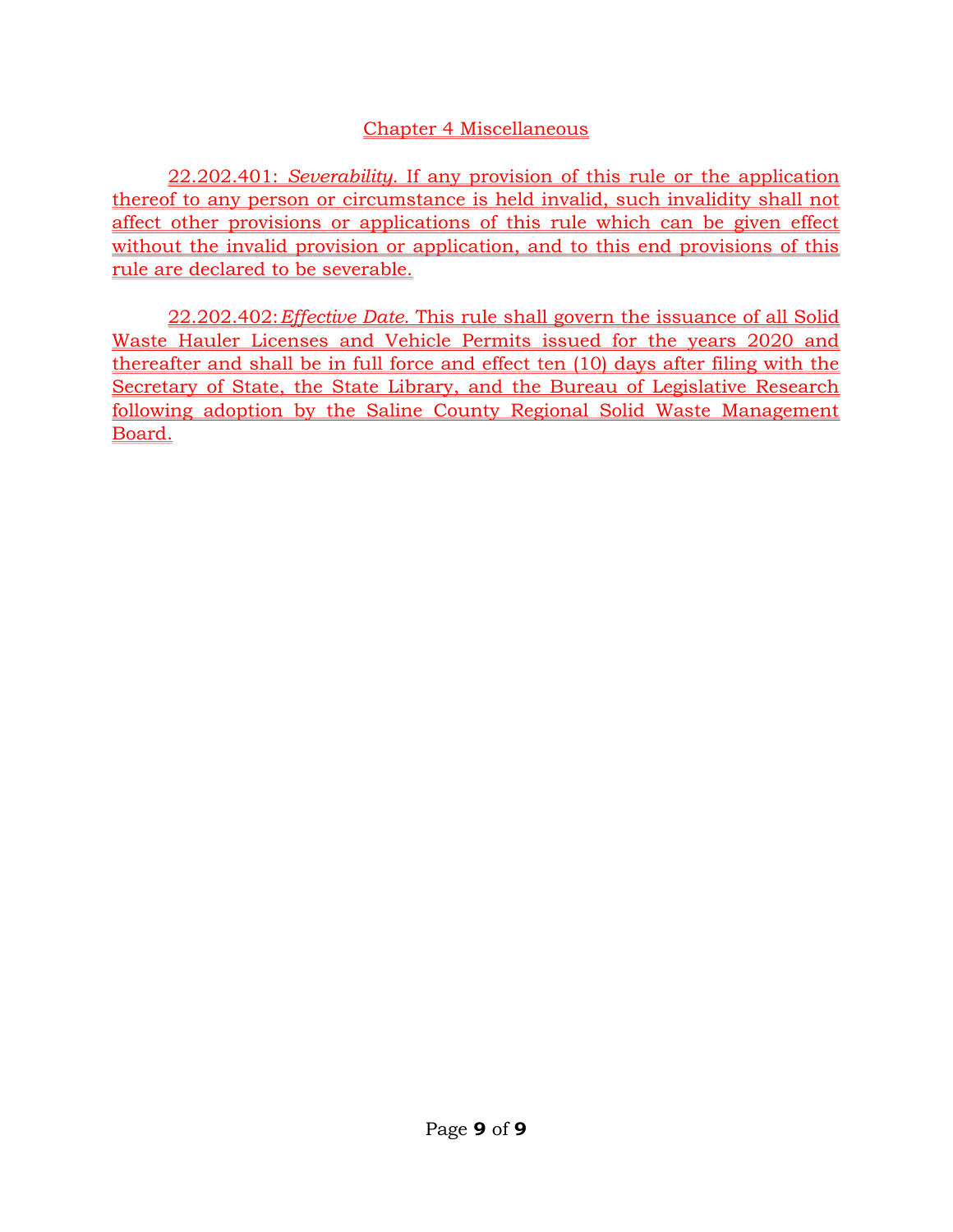## Chapter 4 Miscellaneous

22.202.401: *Severability.* If any provision of this rule or the application thereof to any person or circumstance is held invalid, such invalidity shall not affect other provisions or applications of this rule which can be given effect without the invalid provision or application, and to this end provisions of this rule are declared to be severable.

22.202.402: *Effective Date.* This rule shall govern the issuance of all Solid Waste Hauler Licenses and Vehicle Permits issued for the years 2020 and thereafter and shall be in full force and effect ten (10) days after filing with the Secretary of State, the State Library, and the Bureau of Legislative Research following adoption by the Saline County Regional Solid Waste Management Board.